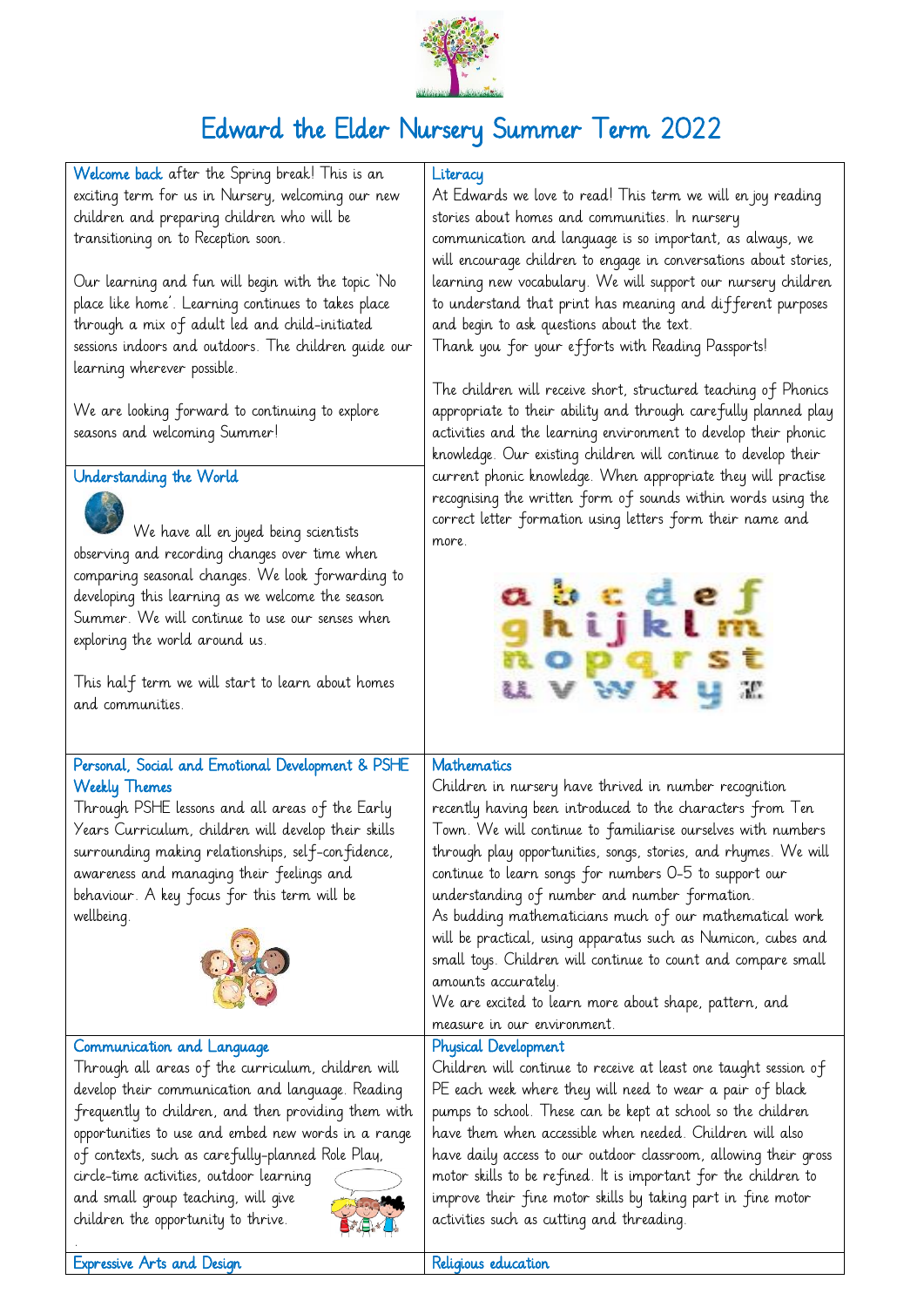# Edward the Elder Nursery Summer Term 2022

## Welcome back

Welcome back after the Spring break! This is an exciting term for us in Nursery, welcoming our new children and preparing children who will be transitioning on to Reception soon.

Our learning and fun will begin with the topic 'No place like home'. Learning continues to takes place through a mix of adult led and child-initiated sessions indoors and outdoors. The children guide our learning wherever possible.

We are looking forward to continuing to explore seasons and welcoming Summer!

## Understanding the World

We have all enjoyed being scientists observing and recording changes over time when comparing seasonal changes. We look forwarding to developing this learning as we welcome the season Summer. We will continue to use our senses when exploring the world around us.

This half term we will start to learn about homes and communities.

## Literacy

At Edwards we love to read! This term we will enjoy reading stories about homes and communities. In nursery communication and language is so important, as always, we will encourage children to engage in conversations about stories, learning new vocabulary. We will support our nursery children to understand that print has meaning and different purposes and begin to ask questions about the text.

Thank you for your efforts with Reading Passports!

The children will receive short, structured teaching of Phonics appropriate to their ability and through carefully planned play activities and the learning environment to develop their phonic knowledge. Our existing children will continue to develop their current phonic knowledge. When appropriate they will practise recognising the written form of sounds within words using the correct letter formation using letters form their name and more.

## Personal, Social and Emotional Development & PSHE Weekly Themes

Through PSHE lessons and all areas of the Early Years Curriculum, children will develop their skills surrounding making relationships, self-confidence, awareness and managing their feelings and behaviour. A key focus for this term will be wellbeing.

## Mathematics

Children in nursery have thrived in number recognition recently having been introduced to the characters from Ten Town. We will continue to familiarise ourselves with numbers through play opportunities, songs, stories, and rhymes. We will continue to learn songs for numbers 0-5 to support our understanding of number and number formation.

As budding mathematicians much of our mathematical work will be practical, using apparatus such as Numicon, cubes and small toys. Children will continue to count and compare small amounts accurately.

We are excited to learn more about shape, pattern, and measure in our environment.

## Communication and Language

Through all areas of the curriculum, children will develop their communication and language. Reading frequently to children, and then providing them with opportunities to use and embed new words in a range of contexts, such as carefully-planned Role Play, circle-time activities, outdoor learning and small group teaching, will give children the opportunity to thrive.

## Physical Development

Children will continue to receive at least one taught session of PE each week where they will need to wear a pair of black pumps to school. These can be kept at school so the children have them when accessible when needed. Children will also have daily access to our outdoor classroom, allowing their gross motor skills to be refined. It is important for the children to improve their fine motor skills by taking part in fine motor activities such as cutting and threading.

## Expressive Arts and Design

## Religious education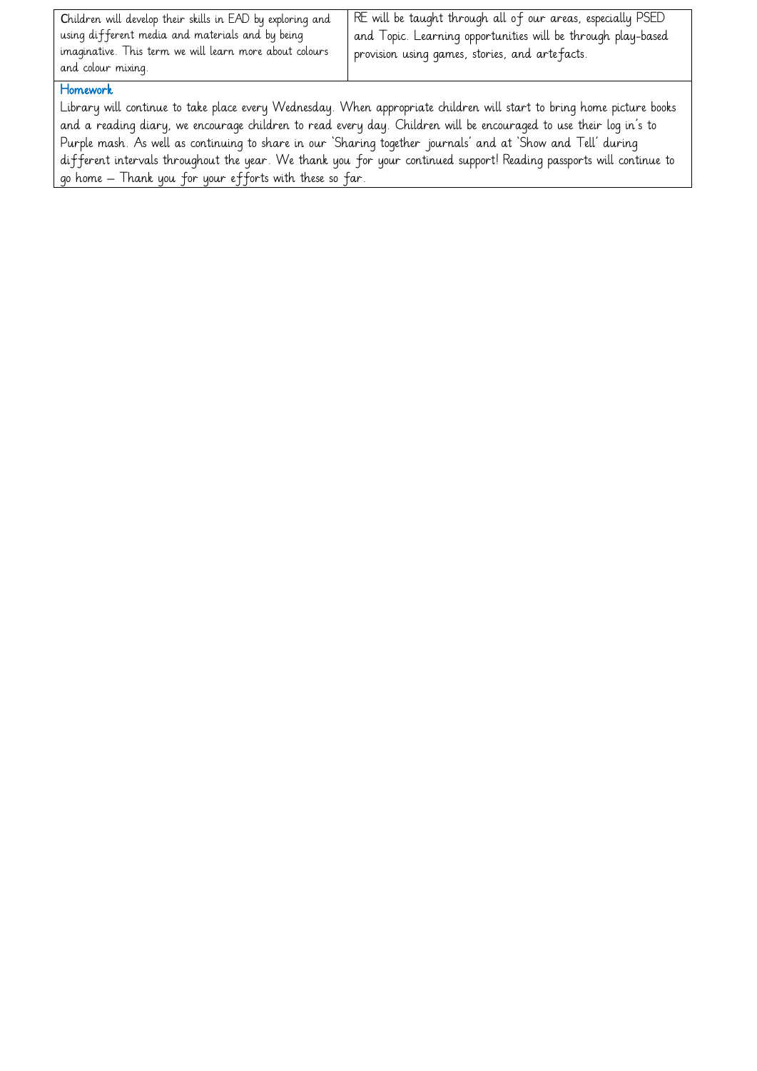| | |
|---|---|
| Children will develop their skills in EAD by exploring and using different media and materials and by being imaginative. This term we will learn more about colours and colour mixing. | RE will be taught through all of our areas, especially PSED and Topic. Learning opportunities will be through play-based provision using games, stories, and artefacts. |

### Homework

Library will continue to take place every Wednesday. When appropriate children will start to bring home picture books and a reading diary, we encourage children to read every day. Children will be encouraged to use their log in's to Purple mash. As well as continuing to share in our 'Sharing together journals' and at 'Show and Tell' during different intervals throughout the year. We thank you for your continued support! Reading passports will continue to go home – Thank you for your efforts with these so far.